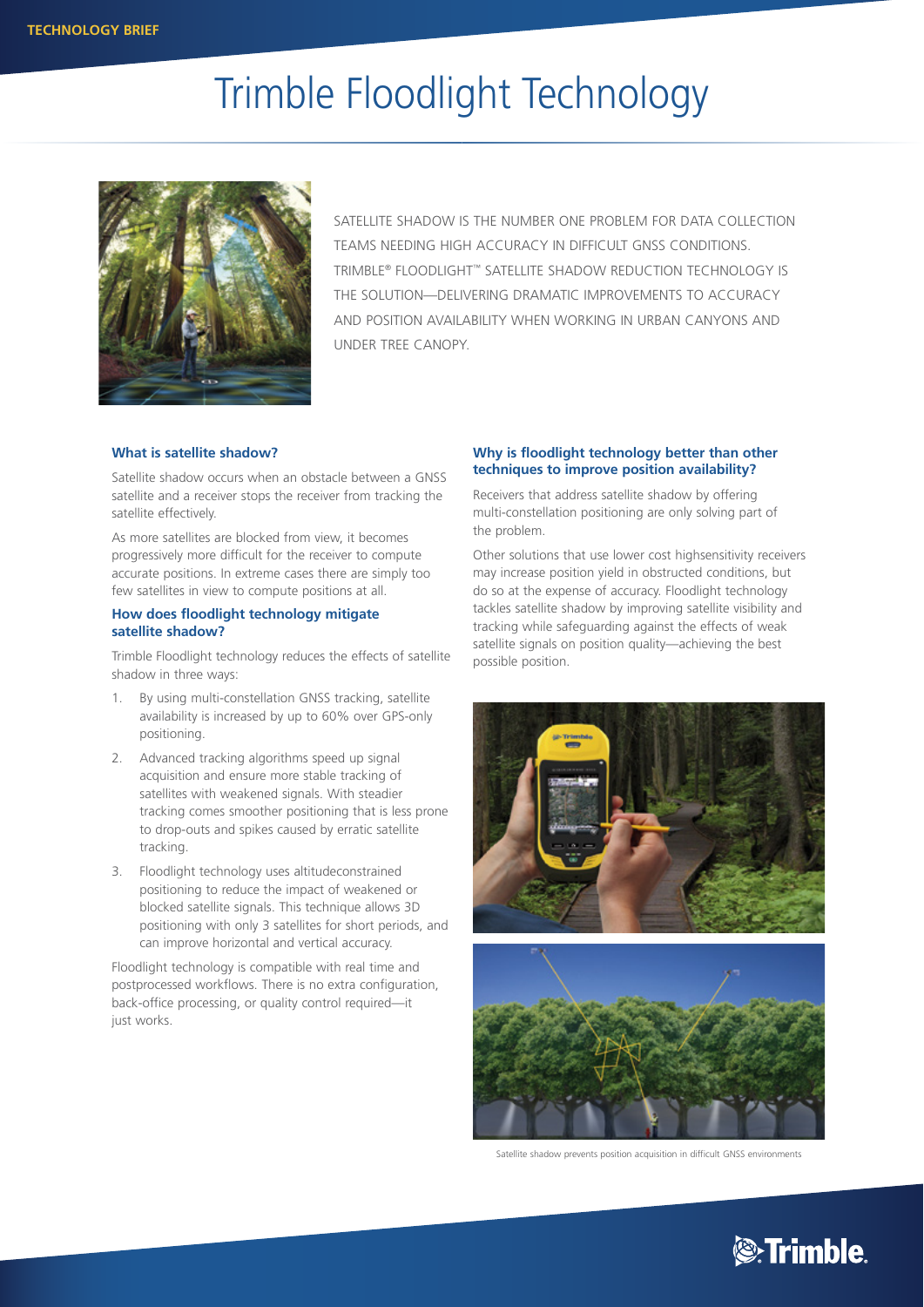# Trimble Floodlight Technology

SATELLITE SHADOW IS THE NUMBER ONE PROBLEM FOR DATA COLLECTION TEAMS NEEDING HIGH ACCURACY IN DIFFICULT GNSS CONDITIONS. TRIMBLE® FLOODLIGHT™ SATELLITE SHADOW REDUCTION TECHNOLOGY IS THE SOLUTION—DELIVERING DRAMATIC IMPROVEMENTS TO ACCURACY AND POSITION AVAILABILITY WHEN WORKING IN URBAN CANYONS AND UNDER TREE CANOPY.

### What is satellite shadow?

Satellite shadow occurs when an obstacle between a GNSS satellite and a receiver stops the receiver from tracking the satellite effectively.

As more satellites are blocked from view, it becomes progressively more difficult for the receiver to compute accurate positions. In extreme cases there are simply too few satellites in view to compute positions at all.

### How does floodlight technology mitigate satellite shadow?

Trimble Floodlight technology reduces the effects of satellite shadow in three ways:

1. By using multi-constellation GNSS tracking, satellite availability is increased by up to 60% over GPS-only positioning.
2. Advanced tracking algorithms speed up signal acquisition and ensure more stable tracking of satellites with weakened signals. With steadier tracking comes smoother positioning that is less prone to drop-outs and spikes caused by erratic satellite tracking.
3. Floodlight technology uses altitudeconstrained positioning to reduce the impact of weakened or blocked satellite signals. This technique allows 3D positioning with only 3 satellites for short periods, and can improve horizontal and vertical accuracy.

Floodlight technology is compatible with real time and postprocessed workflows. There is no extra configuration, back-office processing, or quality control required—it just works.

### Why is floodlight technology better than other techniques to improve position availability?

Receivers that address satellite shadow by offering multi-constellation positioning are only solving part of the problem.

Other solutions that use lower cost highsensitivity receivers may increase position yield in obstructed conditions, but do so at the expense of accuracy. Floodlight technology tackles satellite shadow by improving satellite visibility and tracking while safeguarding against the effects of weak satellite signals on position quality—achieving the best possible position.

Satellite shadow prevents position acquisition in difficult GNSS environments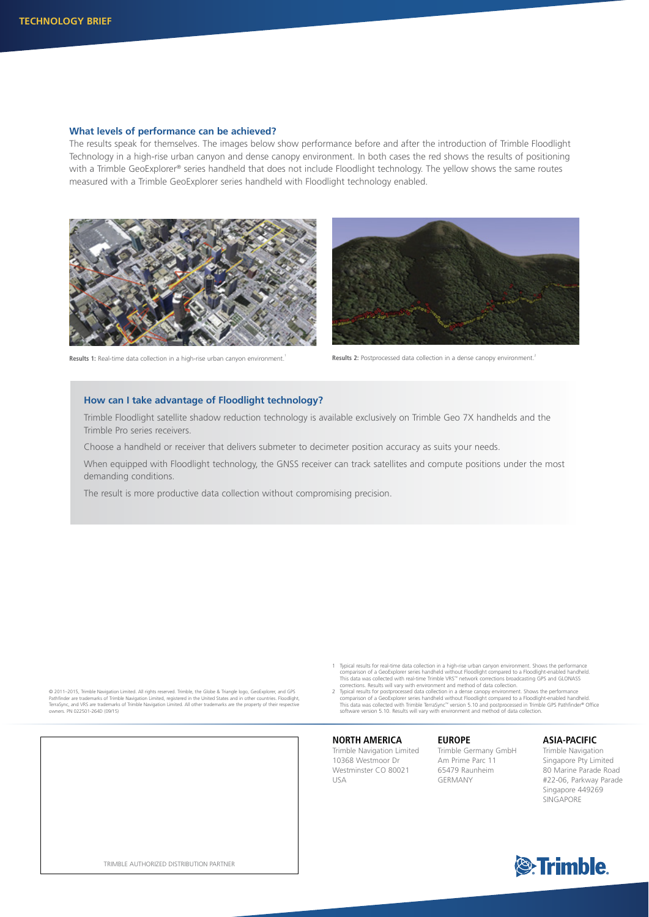## What levels of performance can be achieved?

The results speak for themselves. The images below show performance before and after the introduction of Trimble Floodlight Technology in a high-rise urban canyon and dense canopy environment. In both cases the red shows the results of positioning with a Trimble GeoExplorer® series handheld that does not include Floodlight technology. The yellow shows the same routes measured with a Trimble GeoExplorer series handheld with Floodlight technology enabled.

**Results 1:** Real-time data collection in a high-rise urban canyon environment.[1]

**Results 2:** Postprocessed data collection in a dense canopy environment.[2]

## How can I take advantage of Floodlight technology?

Trimble Floodlight satellite shadow reduction technology is available exclusively on Trimble Geo 7X handhelds and the Trimble Pro series receivers.

Choose a handheld or receiver that delivers submeter to decimeter position accuracy as suits your needs.

When equipped with Floodlight technology, the GNSS receiver can track satellites and compute positions under the most demanding conditions.

The result is more productive data collection without compromising precision.

1 Typical results for real-time data collection in a high-rise urban canyon environment. Shows the performance comparison of a GeoExplorer series handheld without Floodlight compared to a Floodlight-enabled handheld. This data was collected with real-time Trimble VRS™ network corrections broadcasting GPS and GLONASS corrections. Results will vary with environment and method of data collection.

2 Typical results for postprocessed data collection in a dense canopy environment. Shows the performance comparison of a GeoExplorer series handheld without Floodlight compared to a Floodlight-enabled handheld. This data was collected with Trimble TerraSync™ version 5.10 and postprocessed in Trimble GPS Pathfinder® Office software version 5.10. Results will vary with environment and method of data collection.

© 2011–2015, Trimble Navigation Limited. All rights reserved. Trimble, the Globe & Triangle logo, GeoExplorer, and GPS Pathfinder are trademarks of Trimble Navigation Limited, registered in the United States and in other countries. Floodlight, TerraSync, and VRS are trademarks of Trimble Navigation Limited. All other trademarks are the property of their respective owners. PN 022501-264D (09/15)

TRIMBLE AUTHORIZED DISTRIBUTION PARTNER

**NORTH AMERICA**
Trimble Navigation Limited
10368 Westmoor Dr
Westminster CO 80021
USA

**EUROPE**
Trimble Germany GmbH
Am Prime Parc 11
65479 Raunheim
GERMANY

**ASIA-PACIFIC**
Trimble Navigation
Singapore Pty Limited
80 Marine Parade Road
#22-06, Parkway Parade
Singapore 449269
SINGAPORE